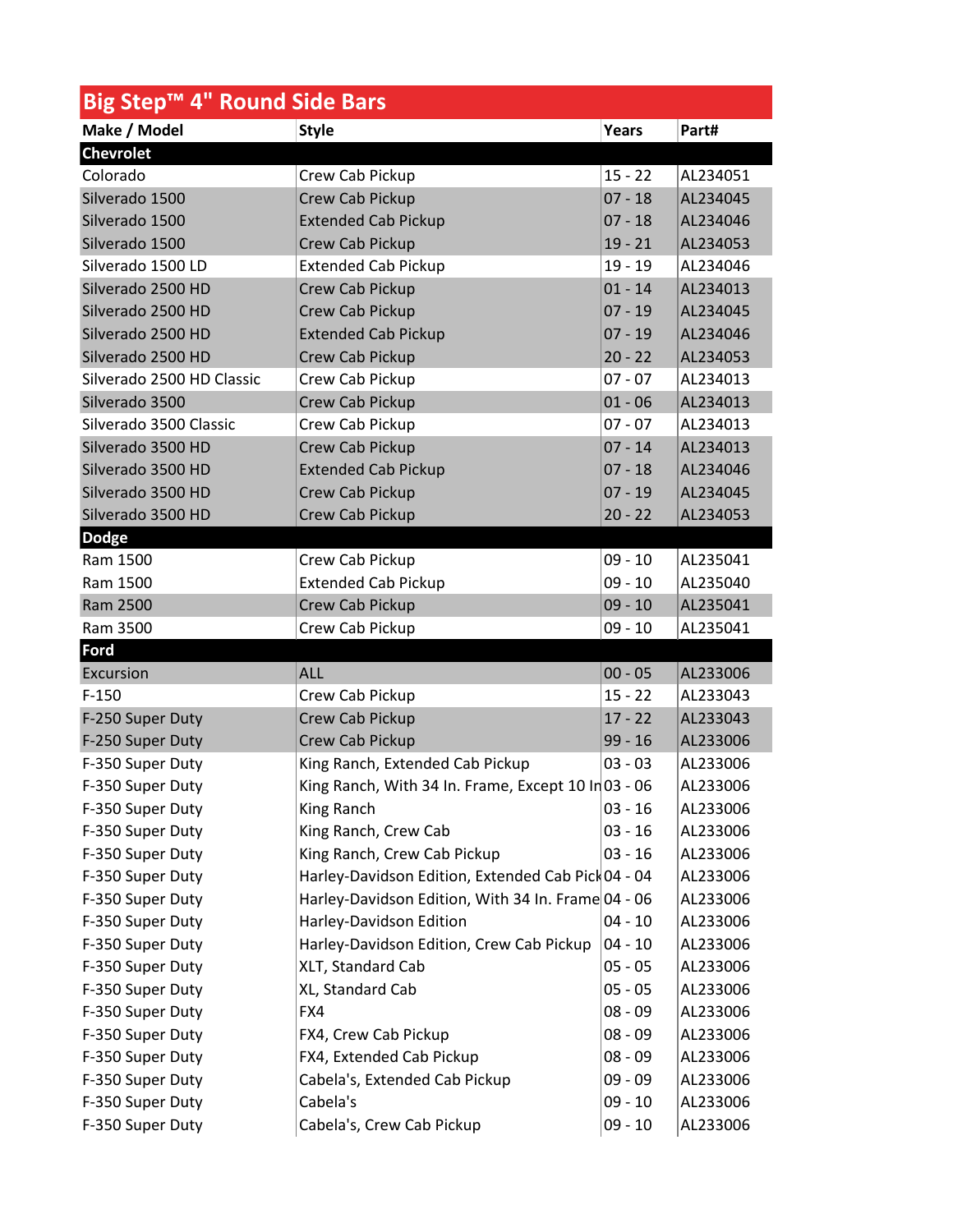## Big Step™ 4" Round Side Bars

| Make / Model | Style | Years | Part# |
|---|---|---|---|
| **Chevrolet** | | | |
| Colorado | Crew Cab Pickup | 15 - 22 | AL234051 |
| Silverado 1500 | Crew Cab Pickup | 07 - 18 | AL234045 |
| Silverado 1500 | Extended Cab Pickup | 07 - 18 | AL234046 |
| Silverado 1500 | Crew Cab Pickup | 19 - 21 | AL234053 |
| Silverado 1500 LD | Extended Cab Pickup | 19 - 19 | AL234046 |
| Silverado 2500 HD | Crew Cab Pickup | 01 - 14 | AL234013 |
| Silverado 2500 HD | Crew Cab Pickup | 07 - 19 | AL234045 |
| Silverado 2500 HD | Extended Cab Pickup | 07 - 19 | AL234046 |
| Silverado 2500 HD | Crew Cab Pickup | 20 - 22 | AL234053 |
| Silverado 2500 HD Classic | Crew Cab Pickup | 07 - 07 | AL234013 |
| Silverado 3500 | Crew Cab Pickup | 01 - 06 | AL234013 |
| Silverado 3500 Classic | Crew Cab Pickup | 07 - 07 | AL234013 |
| Silverado 3500 HD | Crew Cab Pickup | 07 - 14 | AL234013 |
| Silverado 3500 HD | Extended Cab Pickup | 07 - 18 | AL234046 |
| Silverado 3500 HD | Crew Cab Pickup | 07 - 19 | AL234045 |
| Silverado 3500 HD | Crew Cab Pickup | 20 - 22 | AL234053 |
| **Dodge** | | | |
| Ram 1500 | Crew Cab Pickup | 09 - 10 | AL235041 |
| Ram 1500 | Extended Cab Pickup | 09 - 10 | AL235040 |
| Ram 2500 | Crew Cab Pickup | 09 - 10 | AL235041 |
| Ram 3500 | Crew Cab Pickup | 09 - 10 | AL235041 |
| **Ford** | | | |
| Excursion | ALL | 00 - 05 | AL233006 |
| F-150 | Crew Cab Pickup | 15 - 22 | AL233043 |
| F-250 Super Duty | Crew Cab Pickup | 17 - 22 | AL233043 |
| F-250 Super Duty | Crew Cab Pickup | 99 - 16 | AL233006 |
| F-350 Super Duty | King Ranch, Extended Cab Pickup | 03 - 03 | AL233006 |
| F-350 Super Duty | King Ranch, With 34 In. Frame, Except 10 In | 03 - 06 | AL233006 |
| F-350 Super Duty | King Ranch | 03 - 16 | AL233006 |
| F-350 Super Duty | King Ranch, Crew Cab | 03 - 16 | AL233006 |
| F-350 Super Duty | King Ranch, Crew Cab Pickup | 03 - 16 | AL233006 |
| F-350 Super Duty | Harley-Davidson Edition, Extended Cab Pick | 04 - 04 | AL233006 |
| F-350 Super Duty | Harley-Davidson Edition, With 34 In. Frame | 04 - 06 | AL233006 |
| F-350 Super Duty | Harley-Davidson Edition | 04 - 10 | AL233006 |
| F-350 Super Duty | Harley-Davidson Edition, Crew Cab Pickup | 04 - 10 | AL233006 |
| F-350 Super Duty | XLT, Standard Cab | 05 - 05 | AL233006 |
| F-350 Super Duty | XL, Standard Cab | 05 - 05 | AL233006 |
| F-350 Super Duty | FX4 | 08 - 09 | AL233006 |
| F-350 Super Duty | FX4, Crew Cab Pickup | 08 - 09 | AL233006 |
| F-350 Super Duty | FX4, Extended Cab Pickup | 08 - 09 | AL233006 |
| F-350 Super Duty | Cabela's, Extended Cab Pickup | 09 - 09 | AL233006 |
| F-350 Super Duty | Cabela's | 09 - 10 | AL233006 |
| F-350 Super Duty | Cabela's, Crew Cab Pickup | 09 - 10 | AL233006 |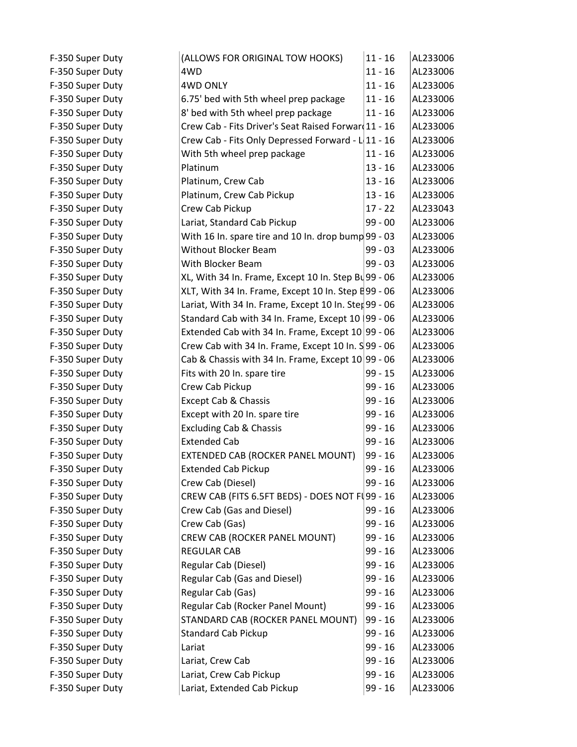| F-350 Super Duty | (ALLOWS FOR ORIGINAL TOW HOOKS) | 11 - 16 | AL233006 |
|---|---|---|---|
| F-350 Super Duty | 4WD | 11 - 16 | AL233006 |
| F-350 Super Duty | 4WD ONLY | 11 - 16 | AL233006 |
| F-350 Super Duty | 6.75' bed with 5th wheel prep package | 11 - 16 | AL233006 |
| F-350 Super Duty | 8' bed with 5th wheel prep package | 11 - 16 | AL233006 |
| F-350 Super Duty | Crew Cab - Fits Driver's Seat Raised Forward | 11 - 16 | AL233006 |
| F-350 Super Duty | Crew Cab - Fits Only Depressed Forward - L | 11 - 16 | AL233006 |
| F-350 Super Duty | With 5th wheel prep package | 11 - 16 | AL233006 |
| F-350 Super Duty | Platinum | 13 - 16 | AL233006 |
| F-350 Super Duty | Platinum, Crew Cab | 13 - 16 | AL233006 |
| F-350 Super Duty | Platinum, Crew Cab Pickup | 13 - 16 | AL233006 |
| F-350 Super Duty | Crew Cab Pickup | 17 - 22 | AL233043 |
| F-350 Super Duty | Lariat, Standard Cab Pickup | 99 - 00 | AL233006 |
| F-350 Super Duty | With 16 In. spare tire and 10 In. drop bump | 99 - 03 | AL233006 |
| F-350 Super Duty | Without Blocker Beam | 99 - 03 | AL233006 |
| F-350 Super Duty | With Blocker Beam | 99 - 03 | AL233006 |
| F-350 Super Duty | XL, With 34 In. Frame, Except 10 In. Step Bu | 99 - 06 | AL233006 |
| F-350 Super Duty | XLT, With 34 In. Frame, Except 10 In. Step B | 99 - 06 | AL233006 |
| F-350 Super Duty | Lariat, With 34 In. Frame, Except 10 In. Step | 99 - 06 | AL233006 |
| F-350 Super Duty | Standard Cab with 34 In. Frame, Except 10 I | 99 - 06 | AL233006 |
| F-350 Super Duty | Extended Cab with 34 In. Frame, Except 10 | 99 - 06 | AL233006 |
| F-350 Super Duty | Crew Cab with 34 In. Frame, Except 10 In. S | 99 - 06 | AL233006 |
| F-350 Super Duty | Cab & Chassis with 34 In. Frame, Except 10 | 99 - 06 | AL233006 |
| F-350 Super Duty | Fits with 20 In. spare tire | 99 - 15 | AL233006 |
| F-350 Super Duty | Crew Cab Pickup | 99 - 16 | AL233006 |
| F-350 Super Duty | Except Cab & Chassis | 99 - 16 | AL233006 |
| F-350 Super Duty | Except with 20 In. spare tire | 99 - 16 | AL233006 |
| F-350 Super Duty | Excluding Cab & Chassis | 99 - 16 | AL233006 |
| F-350 Super Duty | Extended Cab | 99 - 16 | AL233006 |
| F-350 Super Duty | EXTENDED CAB (ROCKER PANEL MOUNT) | 99 - 16 | AL233006 |
| F-350 Super Duty | Extended Cab Pickup | 99 - 16 | AL233006 |
| F-350 Super Duty | Crew Cab (Diesel) | 99 - 16 | AL233006 |
| F-350 Super Duty | CREW CAB (FITS 6.5FT BEDS) - DOES NOT FI | 99 - 16 | AL233006 |
| F-350 Super Duty | Crew Cab (Gas and Diesel) | 99 - 16 | AL233006 |
| F-350 Super Duty | Crew Cab (Gas) | 99 - 16 | AL233006 |
| F-350 Super Duty | CREW CAB (ROCKER PANEL MOUNT) | 99 - 16 | AL233006 |
| F-350 Super Duty | REGULAR CAB | 99 - 16 | AL233006 |
| F-350 Super Duty | Regular Cab (Diesel) | 99 - 16 | AL233006 |
| F-350 Super Duty | Regular Cab (Gas and Diesel) | 99 - 16 | AL233006 |
| F-350 Super Duty | Regular Cab (Gas) | 99 - 16 | AL233006 |
| F-350 Super Duty | Regular Cab (Rocker Panel Mount) | 99 - 16 | AL233006 |
| F-350 Super Duty | STANDARD CAB (ROCKER PANEL MOUNT) | 99 - 16 | AL233006 |
| F-350 Super Duty | Standard Cab Pickup | 99 - 16 | AL233006 |
| F-350 Super Duty | Lariat | 99 - 16 | AL233006 |
| F-350 Super Duty | Lariat, Crew Cab | 99 - 16 | AL233006 |
| F-350 Super Duty | Lariat, Crew Cab Pickup | 99 - 16 | AL233006 |
| F-350 Super Duty | Lariat, Extended Cab Pickup | 99 - 16 | AL233006 |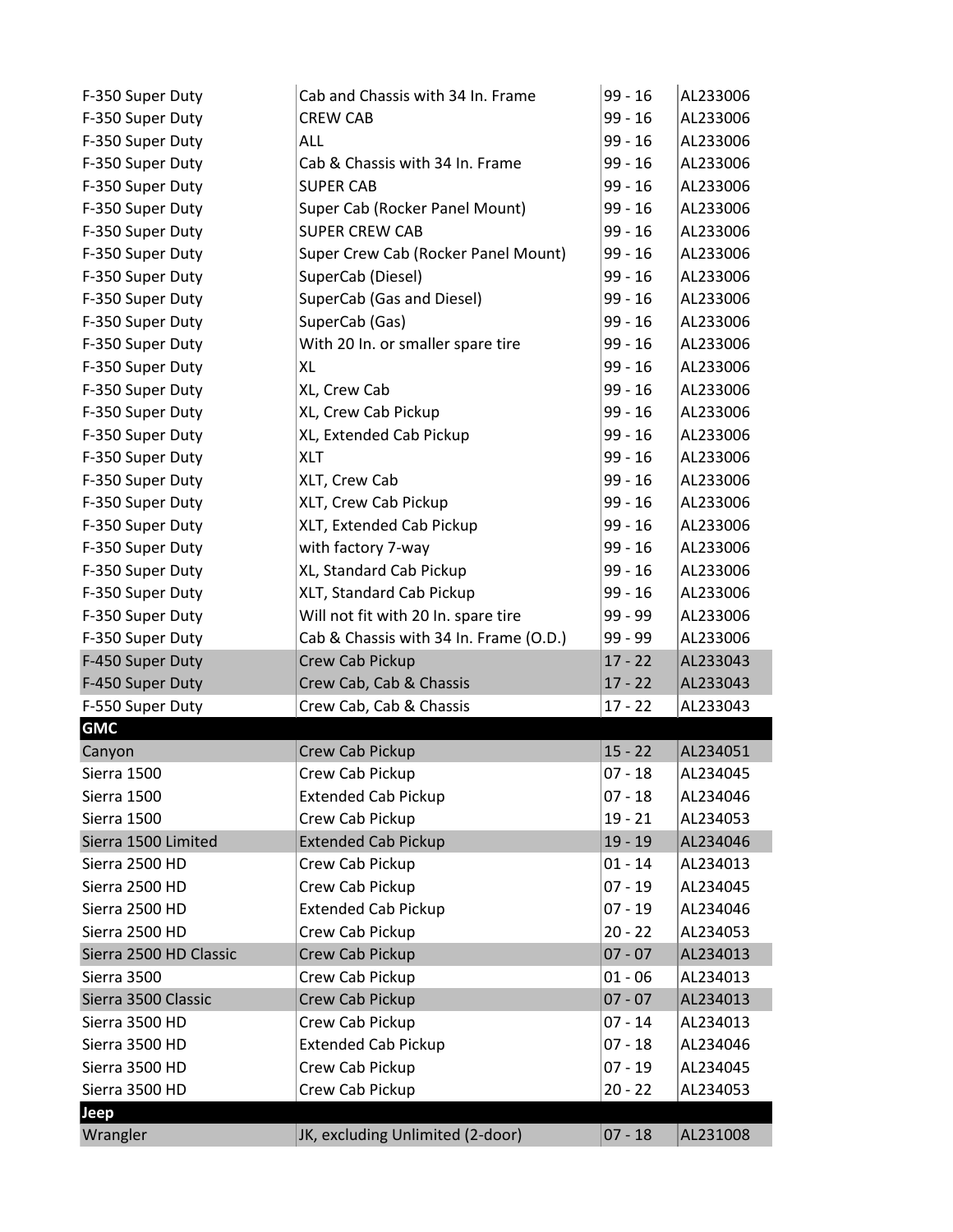| | | | |
|---|---|---|---|
| F-350 Super Duty | Cab and Chassis with 34 In. Frame | 99 - 16 | AL233006 |
| F-350 Super Duty | CREW CAB | 99 - 16 | AL233006 |
| F-350 Super Duty | ALL | 99 - 16 | AL233006 |
| F-350 Super Duty | Cab & Chassis with 34 In. Frame | 99 - 16 | AL233006 |
| F-350 Super Duty | SUPER CAB | 99 - 16 | AL233006 |
| F-350 Super Duty | Super Cab (Rocker Panel Mount) | 99 - 16 | AL233006 |
| F-350 Super Duty | SUPER CREW CAB | 99 - 16 | AL233006 |
| F-350 Super Duty | Super Crew Cab (Rocker Panel Mount) | 99 - 16 | AL233006 |
| F-350 Super Duty | SuperCab (Diesel) | 99 - 16 | AL233006 |
| F-350 Super Duty | SuperCab (Gas and Diesel) | 99 - 16 | AL233006 |
| F-350 Super Duty | SuperCab (Gas) | 99 - 16 | AL233006 |
| F-350 Super Duty | With 20 In. or smaller spare tire | 99 - 16 | AL233006 |
| F-350 Super Duty | XL | 99 - 16 | AL233006 |
| F-350 Super Duty | XL, Crew Cab | 99 - 16 | AL233006 |
| F-350 Super Duty | XL, Crew Cab Pickup | 99 - 16 | AL233006 |
| F-350 Super Duty | XL, Extended Cab Pickup | 99 - 16 | AL233006 |
| F-350 Super Duty | XLT | 99 - 16 | AL233006 |
| F-350 Super Duty | XLT, Crew Cab | 99 - 16 | AL233006 |
| F-350 Super Duty | XLT, Crew Cab Pickup | 99 - 16 | AL233006 |
| F-350 Super Duty | XLT, Extended Cab Pickup | 99 - 16 | AL233006 |
| F-350 Super Duty | with factory 7-way | 99 - 16 | AL233006 |
| F-350 Super Duty | XL, Standard Cab Pickup | 99 - 16 | AL233006 |
| F-350 Super Duty | XLT, Standard Cab Pickup | 99 - 16 | AL233006 |
| F-350 Super Duty | Will not fit with 20 In. spare tire | 99 - 99 | AL233006 |
| F-350 Super Duty | Cab & Chassis with 34 In. Frame (O.D.) | 99 - 99 | AL233006 |
| F-450 Super Duty | Crew Cab Pickup | 17 - 22 | AL233043 |
| F-450 Super Duty | Crew Cab, Cab & Chassis | 17 - 22 | AL233043 |
| F-550 Super Duty | Crew Cab, Cab & Chassis | 17 - 22 | AL233043 |
| **GMC** | | | |
| Canyon | Crew Cab Pickup | 15 - 22 | AL234051 |
| Sierra 1500 | Crew Cab Pickup | 07 - 18 | AL234045 |
| Sierra 1500 | Extended Cab Pickup | 07 - 18 | AL234046 |
| Sierra 1500 | Crew Cab Pickup | 19 - 21 | AL234053 |
| Sierra 1500 Limited | Extended Cab Pickup | 19 - 19 | AL234046 |
| Sierra 2500 HD | Crew Cab Pickup | 01 - 14 | AL234013 |
| Sierra 2500 HD | Crew Cab Pickup | 07 - 19 | AL234045 |
| Sierra 2500 HD | Extended Cab Pickup | 07 - 19 | AL234046 |
| Sierra 2500 HD | Crew Cab Pickup | 20 - 22 | AL234053 |
| Sierra 2500 HD Classic | Crew Cab Pickup | 07 - 07 | AL234013 |
| Sierra 3500 | Crew Cab Pickup | 01 - 06 | AL234013 |
| Sierra 3500 Classic | Crew Cab Pickup | 07 - 07 | AL234013 |
| Sierra 3500 HD | Crew Cab Pickup | 07 - 14 | AL234013 |
| Sierra 3500 HD | Extended Cab Pickup | 07 - 18 | AL234046 |
| Sierra 3500 HD | Crew Cab Pickup | 07 - 19 | AL234045 |
| Sierra 3500 HD | Crew Cab Pickup | 20 - 22 | AL234053 |
| **Jeep** | | | |
| Wrangler | JK, excluding Unlimited (2-door) | 07 - 18 | AL231008 |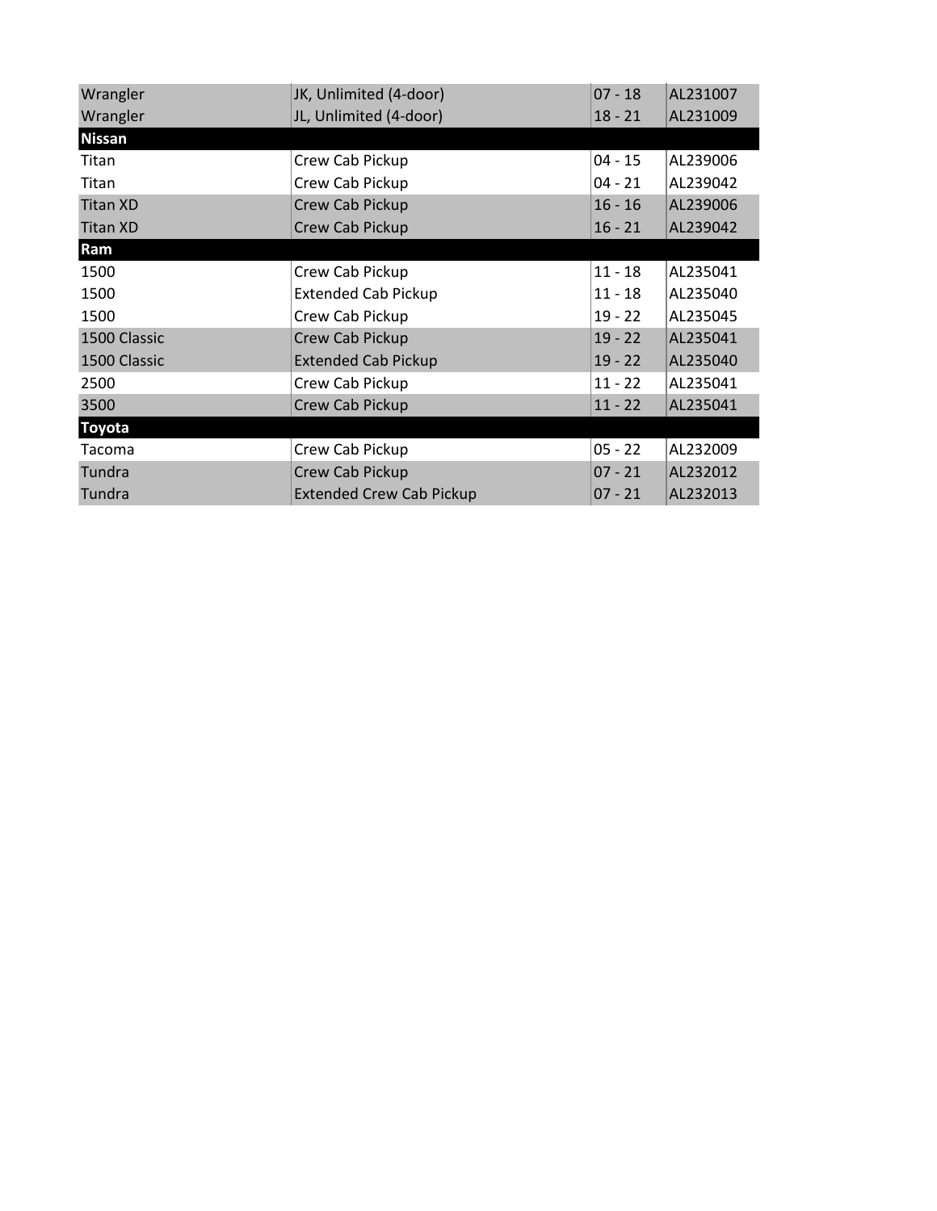| | | | |
|---|---|---|---|
| Wrangler | JK, Unlimited (4-door) | 07 - 18 | AL231007 |
| Wrangler | JL, Unlimited (4-door) | 18 - 21 | AL231009 |
| **Nissan** | | | |
| Titan | Crew Cab Pickup | 04 - 15 | AL239006 |
| Titan | Crew Cab Pickup | 04 - 21 | AL239042 |
| Titan XD | Crew Cab Pickup | 16 - 16 | AL239006 |
| Titan XD | Crew Cab Pickup | 16 - 21 | AL239042 |
| **Ram** | | | |
| 1500 | Crew Cab Pickup | 11 - 18 | AL235041 |
| 1500 | Extended Cab Pickup | 11 - 18 | AL235040 |
| 1500 | Crew Cab Pickup | 19 - 22 | AL235045 |
| 1500 Classic | Crew Cab Pickup | 19 - 22 | AL235041 |
| 1500 Classic | Extended Cab Pickup | 19 - 22 | AL235040 |
| 2500 | Crew Cab Pickup | 11 - 22 | AL235041 |
| 3500 | Crew Cab Pickup | 11 - 22 | AL235041 |
| **Toyota** | | | |
| Tacoma | Crew Cab Pickup | 05 - 22 | AL232009 |
| Tundra | Crew Cab Pickup | 07 - 21 | AL232012 |
| Tundra | Extended Crew Cab Pickup | 07 - 21 | AL232013 |